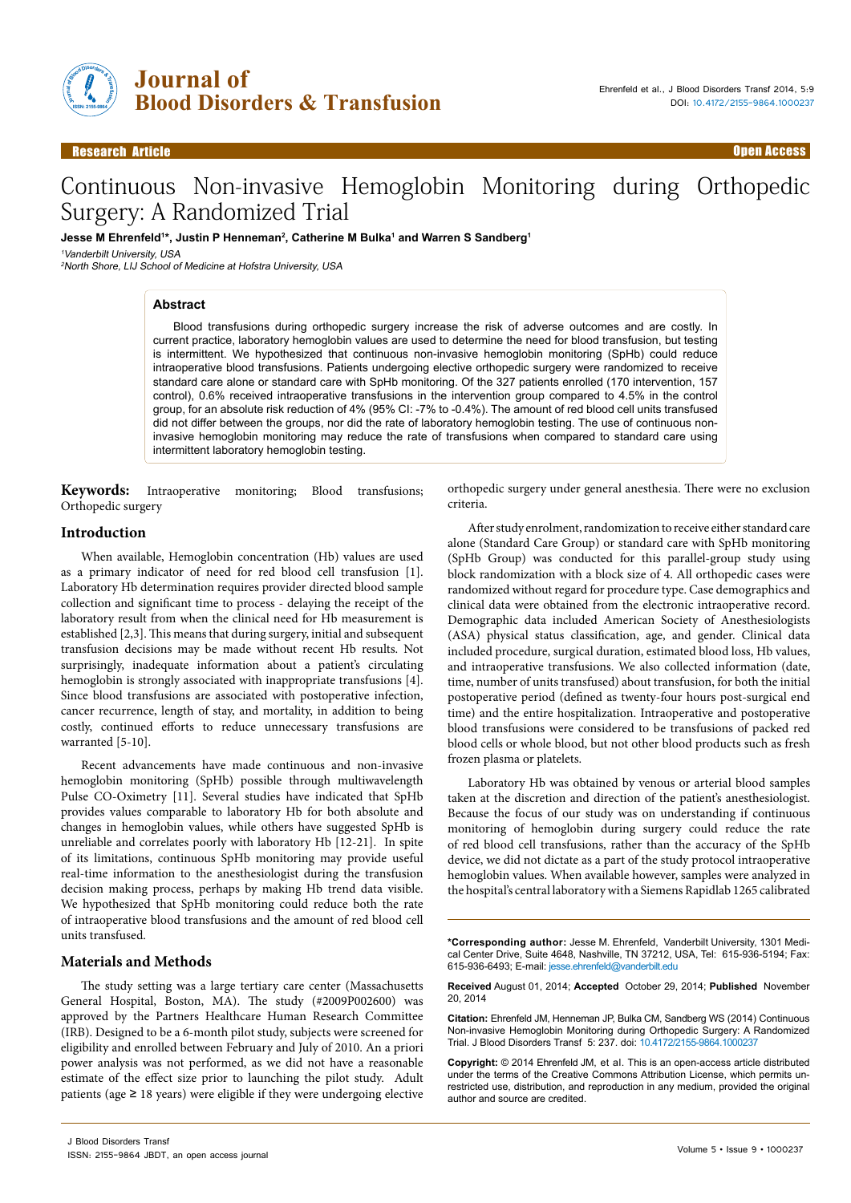Research Article — Open Access

# Continuous Non-invasive Hemoglobin Monitoring during Orthopedic Surgery: A Randomized Trial

**Jesse M Ehrenfeld[1]\*, Justin P Henneman[2], Catherine M Bulka[1] and Warren S Sandberg[1]**

[1]*Vanderbilt University, USA*
[2]*North Shore, LIJ School of Medicine at Hofstra University, USA*

## Abstract

Blood transfusions during orthopedic surgery increase the risk of adverse outcomes and are costly. In current practice, laboratory hemoglobin values are used to determine the need for blood transfusion, but testing is intermittent. We hypothesized that continuous non-invasive hemoglobin monitoring (SpHb) could reduce intraoperative blood transfusions. Patients undergoing elective orthopedic surgery were randomized to receive standard care alone or standard care with SpHb monitoring. Of the 327 patients enrolled (170 intervention, 157 control), 0.6% received intraoperative transfusions in the intervention group compared to 4.5% in the control group, for an absolute risk reduction of 4% (95% CI: -7% to -0.4%). The amount of red blood cell units transfused did not differ between the groups, nor did the rate of laboratory hemoglobin testing. The use of continuous non-invasive hemoglobin monitoring may reduce the rate of transfusions when compared to standard care using intermittent laboratory hemoglobin testing.

**Keywords:** Intraoperative monitoring; Blood transfusions; Orthopedic surgery

## Introduction

When available, Hemoglobin concentration (Hb) values are used as a primary indicator of need for red blood cell transfusion [1]. Laboratory Hb determination requires provider directed blood sample collection and significant time to process - delaying the receipt of the laboratory result from when the clinical need for Hb measurement is established [2,3]. This means that during surgery, initial and subsequent transfusion decisions may be made without recent Hb results. Not surprisingly, inadequate information about a patient's circulating hemoglobin is strongly associated with inappropriate transfusions [4]. Since blood transfusions are associated with postoperative infection, cancer recurrence, length of stay, and mortality, in addition to being costly, continued efforts to reduce unnecessary transfusions are warranted [5-10].

Recent advancements have made continuous and non-invasive hemoglobin monitoring (SpHb) possible through multiwavelength Pulse CO-Oximetry [11]. Several studies have indicated that SpHb provides values comparable to laboratory Hb for both absolute and changes in hemoglobin values, while others have suggested SpHb is unreliable and correlates poorly with laboratory Hb [12-21]. In spite of its limitations, continuous SpHb monitoring may provide useful real-time information to the anesthesiologist during the transfusion decision making process, perhaps by making Hb trend data visible. We hypothesized that SpHb monitoring could reduce both the rate of intraoperative blood transfusions and the amount of red blood cell units transfused.

## Materials and Methods

The study setting was a large tertiary care center (Massachusetts General Hospital, Boston, MA). The study (#2009P002600) was approved by the Partners Healthcare Human Research Committee (IRB). Designed to be a 6-month pilot study, subjects were screened for eligibility and enrolled between February and July of 2010. An a priori power analysis was not performed, as we did not have a reasonable estimate of the effect size prior to launching the pilot study. Adult patients (age ≥ 18 years) were eligible if they were undergoing elective orthopedic surgery under general anesthesia. There were no exclusion criteria.

After study enrolment, randomization to receive either standard care alone (Standard Care Group) or standard care with SpHb monitoring (SpHb Group) was conducted for this parallel-group study using block randomization with a block size of 4. All orthopedic cases were randomized without regard for procedure type. Case demographics and clinical data were obtained from the electronic intraoperative record. Demographic data included American Society of Anesthesiologists (ASA) physical status classification, age, and gender. Clinical data included procedure, surgical duration, estimated blood loss, Hb values, and intraoperative transfusions. We also collected information (date, time, number of units transfused) about transfusion, for both the initial postoperative period (defined as twenty-four hours post-surgical end time) and the entire hospitalization. Intraoperative and postoperative blood transfusions were considered to be transfusions of packed red blood cells or whole blood, but not other blood products such as fresh frozen plasma or platelets.

Laboratory Hb was obtained by venous or arterial blood samples taken at the discretion and direction of the patient's anesthesiologist. Because the focus of our study was on understanding if continuous monitoring of hemoglobin during surgery could reduce the rate of red blood cell transfusions, rather than the accuracy of the SpHb device, we did not dictate as a part of the study protocol intraoperative hemoglobin values. When available however, samples were analyzed in the hospital's central laboratory with a Siemens Rapidlab 1265 calibrated

---

**\*Corresponding author:** Jesse M. Ehrenfeld, Vanderbilt University, 1301 Medical Center Drive, Suite 4648, Nashville, TN 37212, USA, Tel: 615-936-5194; Fax: 615-936-6493; E-mail: jesse.ehrenfeld@vanderbilt.edu

**Received** August 01, 2014; **Accepted** October 29, 2014; **Published** November 20, 2014

**Citation:** Ehrenfeld JM, Henneman JP, Bulka CM, Sandberg WS (2014) Continuous Non-invasive Hemoglobin Monitoring during Orthopedic Surgery: A Randomized Trial. J Blood Disorders Transf 5: 237. doi: 10.4172/2155-9864.1000237

**Copyright:** © 2014 Ehrenfeld JM, et al. This is an open-access article distributed under the terms of the Creative Commons Attribution License, which permits unrestricted use, distribution, and reproduction in any medium, provided the original author and source are credited.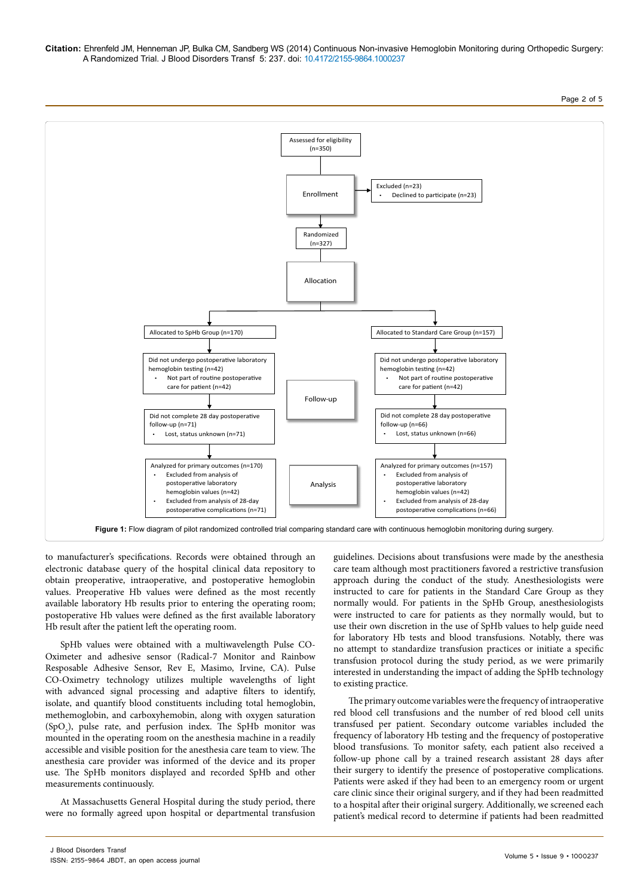Assessed for eligibility (n=350)

Enrollment

Excluded (n=23)
- Declined to participate (n=23)

Randomized (n=327)

Allocation

Allocated to SpHb Group (n=170)

Allocated to Standard Care Group (n=157)

Follow-up

Did not undergo postoperative laboratory hemoglobin testing (n=42)
- Not part of routine postoperative care for patient (n=42)

Did not complete 28 day postoperative follow-up (n=71)
- Lost, status unknown (n=71)

Did not undergo postoperative laboratory hemoglobin testing (n=42)
- Not part of routine postoperative care for patient (n=42)

Did not complete 28 day postoperative follow-up (n=66)
- Lost, status unknown (n=66)

Analysis

Analyzed for primary outcomes (n=170)
- Excluded from analysis of postoperative laboratory hemoglobin values (n=42)
- Excluded from analysis of 28-day postoperative complications (n=71)

Analyzed for primary outcomes (n=157)
- Excluded from analysis of postoperative laboratory hemoglobin values (n=42)
- Excluded from analysis of 28-day postoperative complications (n=66)

**Figure 1:** Flow diagram of pilot randomized controlled trial comparing standard care with continuous hemoglobin monitoring during surgery.

to manufacturer's specifications. Records were obtained through an electronic database query of the hospital clinical data repository to obtain preoperative, intraoperative, and postoperative hemoglobin values. Preoperative Hb values were defined as the most recently available laboratory Hb results prior to entering the operating room; postoperative Hb values were defined as the first available laboratory Hb result after the patient left the operating room.

SpHb values were obtained with a multiwavelength Pulse CO-Oximeter and adhesive sensor (Radical-7 Monitor and Rainbow Resposable Adhesive Sensor, Rev E, Masimo, Irvine, CA). Pulse CO-Oximetry technology utilizes multiple wavelengths of light with advanced signal processing and adaptive filters to identify, isolate, and quantify blood constituents including total hemoglobin, methemoglobin, and carboxyhemobin, along with oxygen saturation ($SpO_2$), pulse rate, and perfusion index. The SpHb monitor was mounted in the operating room on the anesthesia machine in a readily accessible and visible position for the anesthesia care team to view. The anesthesia care provider was informed of the device and its proper use. The SpHb monitors displayed and recorded SpHb and other measurements continuously.

At Massachusetts General Hospital during the study period, there were no formally agreed upon hospital or departmental transfusion guidelines. Decisions about transfusions were made by the anesthesia care team although most practitioners favored a restrictive transfusion approach during the conduct of the study. Anesthesiologists were instructed to care for patients in the Standard Care Group as they normally would. For patients in the SpHb Group, anesthesiologists were instructed to care for patients as they normally would, but to use their own discretion in the use of SpHb values to help guide need for laboratory Hb tests and blood transfusions. Notably, there was no attempt to standardize transfusion practices or initiate a specific transfusion protocol during the study period, as we were primarily interested in understanding the impact of adding the SpHb technology to existing practice.

The primary outcome variables were the frequency of intraoperative red blood cell transfusions and the number of red blood cell units transfused per patient. Secondary outcome variables included the frequency of laboratory Hb testing and the frequency of postoperative blood transfusions. To monitor safety, each patient also received a follow-up phone call by a trained research assistant 28 days after their surgery to identify the presence of postoperative complications. Patients were asked if they had been to an emergency room or urgent care clinic since their original surgery, and if they had been readmitted to a hospital after their original surgery. Additionally, we screened each patient's medical record to determine if patients had been readmitted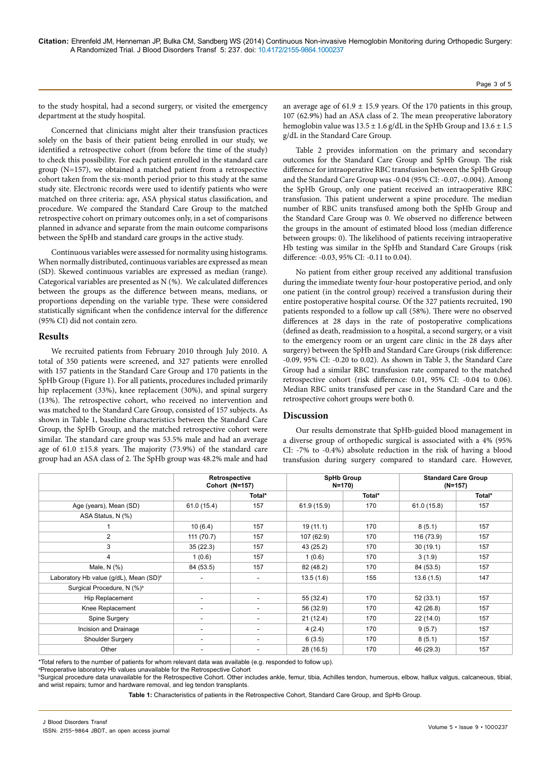to the study hospital, had a second surgery, or visited the emergency department at the study hospital.

Concerned that clinicians might alter their transfusion practices solely on the basis of their patient being enrolled in our study, we identified a retrospective cohort (from before the time of the study) to check this possibility. For each patient enrolled in the standard care group (N=157), we obtained a matched patient from a retrospective cohort taken from the six-month period prior to this study at the same study site. Electronic records were used to identify patients who were matched on three criteria: age, ASA physical status classification, and procedure. We compared the Standard Care Group to the matched retrospective cohort on primary outcomes only, in a set of comparisons planned in advance and separate from the main outcome comparisons between the SpHb and standard care groups in the active study.

Continuous variables were assessed for normality using histograms. When normally distributed, continuous variables are expressed as mean (SD). Skewed continuous variables are expressed as median (range). Categorical variables are presented as N (%). We calculated differences between the groups as the difference between means, medians, or proportions depending on the variable type. These were considered statistically significant when the confidence interval for the difference (95% CI) did not contain zero.

## Results

We recruited patients from February 2010 through July 2010. A total of 350 patients were screened, and 327 patients were enrolled with 157 patients in the Standard Care Group and 170 patients in the SpHb Group (Figure 1). For all patients, procedures included primarily hip replacement (33%), knee replacement (30%), and spinal surgery (13%). The retrospective cohort, who received no intervention and was matched to the Standard Care Group, consisted of 157 subjects. As shown in Table 1, baseline characteristics between the Standard Care Group, the SpHb Group, and the matched retrospective cohort were similar. The standard care group was 53.5% male and had an average age of 61.0 ±15.8 years. The majority (73.9%) of the standard care group had an ASA class of 2. The SpHb group was 48.2% male and had an average age of 61.9 ± 15.9 years. Of the 170 patients in this group, 107 (62.9%) had an ASA class of 2. The mean preoperative laboratory hemoglobin value was 13.5 ± 1.6 g/dL in the SpHb Group and 13.6 ± 1.5 g/dL in the Standard Care Group.

Table 2 provides information on the primary and secondary outcomes for the Standard Care Group and SpHb Group. The risk difference for intraoperative RBC transfusion between the SpHb Group and the Standard Care Group was -0.04 (95% CI: -0.07, -0.004). Among the SpHb Group, only one patient received an intraoperative RBC transfusion. This patient underwent a spine procedure. The median number of RBC units transfused among both the SpHb Group and the Standard Care Group was 0. We observed no difference between the groups in the amount of estimated blood loss (median difference between groups: 0). The likelihood of patients receiving intraoperative Hb testing was similar in the SpHb and Standard Care Groups (risk difference: -0.03, 95% CI: -0.11 to 0.04).

No patient from either group received any additional transfusion during the immediate twenty four-hour postoperative period, and only one patient (in the control group) received a transfusion during their entire postoperative hospital course. Of the 327 patients recruited, 190 patients responded to a follow up call (58%). There were no observed differences at 28 days in the rate of postoperative complications (defined as death, readmission to a hospital, a second surgery, or a visit to the emergency room or an urgent care clinic in the 28 days after surgery) between the SpHb and Standard Care Groups (risk difference: -0.09, 95% CI: -0.20 to 0.02). As shown in Table 3, the Standard Care Group had a similar RBC transfusion rate compared to the matched retrospective cohort (risk difference: 0.01, 95% CI: -0.04 to 0.06). Median RBC units transfused per case in the Standard Care and the retrospective cohort groups were both 0.

## Discussion

Our results demonstrate that SpHb-guided blood management in a diverse group of orthopedic surgical is associated with a 4% (95% CI: -7% to -0.4%) absolute reduction in the risk of having a blood transfusion during surgery compared to standard care. However,

| | Retrospective Cohort (N=157) | | SpHb Group N=170) | | Standard Care Group (N=157) | |
|---|---|---|---|---|---|---|
| | | Total* | | Total* | | Total* |
| Age (years), Mean (SD) | 61.0 (15.4) | 157 | 61.9 (15.9) | 170 | 61.0 (15.8) | 157 |
| ASA Status, N (%) | | | | | | |
| 1 | 10 (6.4) | 157 | 19 (11.1) | 170 | 8 (5.1) | 157 |
| 2 | 111 (70.7) | 157 | 107 (62.9) | 170 | 116 (73.9) | 157 |
| 3 | 35 (22.3) | 157 | 43 (25.2) | 170 | 30 (19.1) | 157 |
| 4 | 1 (0.6) | 157 | 1 (0.6) | 170 | 3 (1.9) | 157 |
| Male, N (%) | 84 (53.5) | 157 | 82 (48.2) | 170 | 84 (53.5) | 157 |
| Laboratory Hb value (g/dL), Mean (SD)[a] | - | - | 13.5 (1.6) | 155 | 13.6 (1.5) | 147 |
| Surgical Procedure, N (%)[b] | | | | | | |
| Hip Replacement | - | - | 55 (32.4) | 170 | 52 (33.1) | 157 |
| Knee Replacement | - | - | 56 (32.9) | 170 | 42 (26.8) | 157 |
| Spine Surgery | - | - | 21 (12.4) | 170 | 22 (14.0) | 157 |
| Incision and Drainage | - | - | 4 (2.4) | 170 | 9 (5.7) | 157 |
| Shoulder Surgery | - | - | 6 (3.5) | 170 | 8 (5.1) | 157 |
| Other | - | - | 28 (16.5) | 170 | 46 (29.3) | 157 |

*Total refers to the number of patients for whom relevant data was available (e.g. responded to follow up).

[a]Preoperative laboratory Hb values unavailable for the Retrospective Cohort

[b]Surgical procedure data unavailable for the Retrospective Cohort. Other includes ankle, femur, tibia, Achilles tendon, humerous, elbow, hallux valgus, calcaneous, tibial, and wrist repairs; tumor and hardware removal, and leg tendon transplants.

**Table 1:** Characteristics of patients in the Retrospective Cohort, Standard Care Group, and SpHb Group.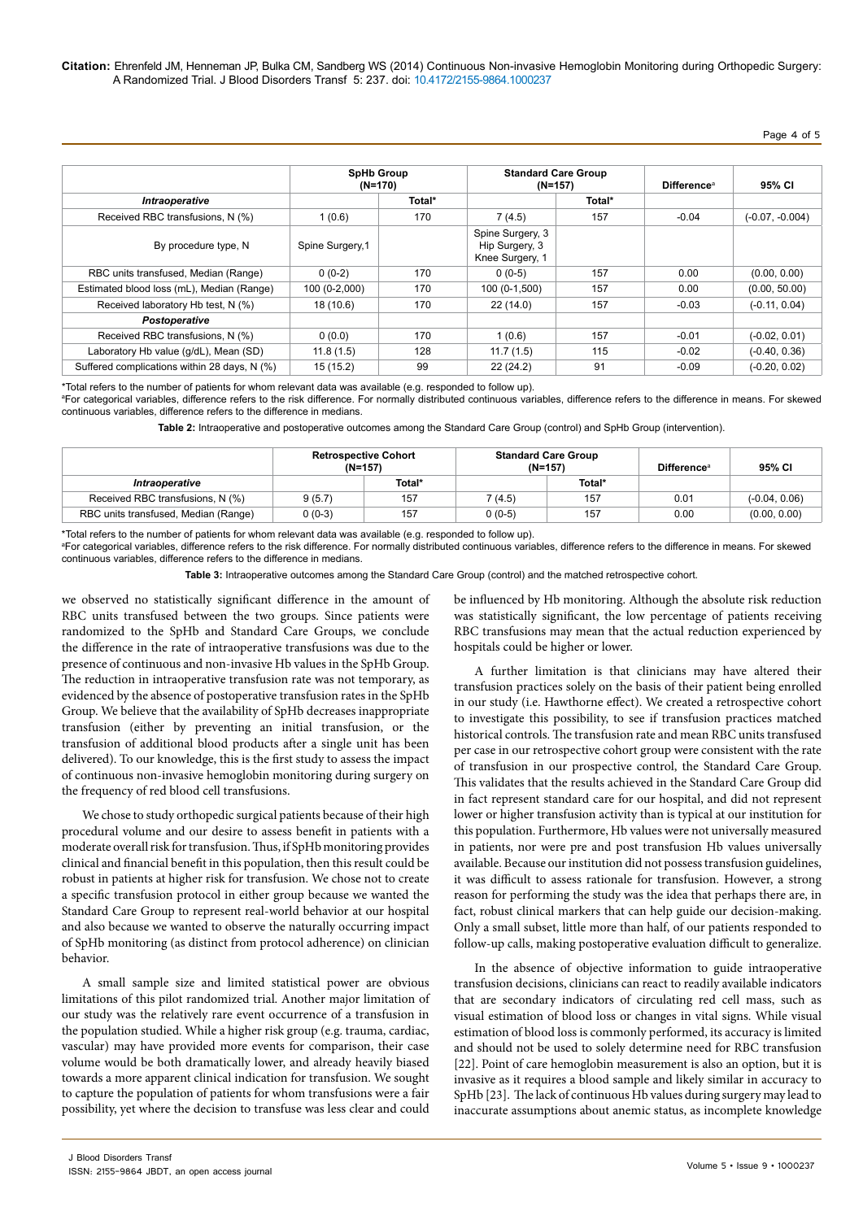| | SpHb Group (N=170) | | Standard Care Group (N=157) | | Difference[a] | 95% CI |
|---|---|---|---|---|---|---|
| ***Intraoperative*** | | Total* | | Total* | | |
| Received RBC transfusions, N (%) | 1 (0.6) | 170 | 7 (4.5) | 157 | -0.04 | (-0.07, -0.004) |
| By procedure type, N | Spine Surgery,1 | | Spine Surgery, 3 Hip Surgery, 3 Knee Surgery, 1 | | | |
| RBC units transfused, Median (Range) | 0 (0-2) | 170 | 0 (0-5) | 157 | 0.00 | (0.00, 0.00) |
| Estimated blood loss (mL), Median (Range) | 100 (0-2,000) | 170 | 100 (0-1,500) | 157 | 0.00 | (0.00, 50.00) |
| Received laboratory Hb test, N (%) | 18 (10.6) | 170 | 22 (14.0) | 157 | -0.03 | (-0.11, 0.04) |
| ***Postoperative*** | | | | | | |
| Received RBC transfusions, N (%) | 0 (0.0) | 170 | 1 (0.6) | 157 | -0.01 | (-0.02, 0.01) |
| Laboratory Hb value (g/dL), Mean (SD) | 11.8 (1.5) | 128 | 11.7 (1.5) | 115 | -0.02 | (-0.40, 0.36) |
| Suffered complications within 28 days, N (%) | 15 (15.2) | 99 | 22 (24.2) | 91 | -0.09 | (-0.20, 0.02) |

*Total refers to the number of patients for whom relevant data was available (e.g. responded to follow up).
[a]For categorical variables, difference refers to the risk difference. For normally distributed continuous variables, difference refers to the difference in means. For skewed continuous variables, difference refers to the difference in medians.

**Table 2:** Intraoperative and postoperative outcomes among the Standard Care Group (control) and SpHb Group (intervention).

| | Retrospective Cohort (N=157) | | Standard Care Group (N=157) | | Difference[a] | 95% CI |
|---|---|---|---|---|---|---|
| ***Intraoperative*** | | Total* | | Total* | | |
| Received RBC transfusions, N (%) | 9 (5.7) | 157 | 7 (4.5) | 157 | 0.01 | (-0.04, 0.06) |
| RBC units transfused, Median (Range) | 0 (0-3) | 157 | 0 (0-5) | 157 | 0.00 | (0.00, 0.00) |

*Total refers to the number of patients for whom relevant data was available (e.g. responded to follow up).
[a]For categorical variables, difference refers to the risk difference. For normally distributed continuous variables, difference refers to the difference in means. For skewed continuous variables, difference refers to the difference in medians.

**Table 3:** Intraoperative outcomes among the Standard Care Group (control) and the matched retrospective cohort.

we observed no statistically significant difference in the amount of RBC units transfused between the two groups. Since patients were randomized to the SpHb and Standard Care Groups, we conclude the difference in the rate of intraoperative transfusions was due to the presence of continuous and non-invasive Hb values in the SpHb Group. The reduction in intraoperative transfusion rate was not temporary, as evidenced by the absence of postoperative transfusion rates in the SpHb Group. We believe that the availability of SpHb decreases inappropriate transfusion (either by preventing an initial transfusion, or the transfusion of additional blood products after a single unit has been delivered). To our knowledge, this is the first study to assess the impact of continuous non-invasive hemoglobin monitoring during surgery on the frequency of red blood cell transfusions.

We chose to study orthopedic surgical patients because of their high procedural volume and our desire to assess benefit in patients with a moderate overall risk for transfusion. Thus, if SpHb monitoring provides clinical and financial benefit in this population, then this result could be robust in patients at higher risk for transfusion. We chose not to create a specific transfusion protocol in either group because we wanted the Standard Care Group to represent real-world behavior at our hospital and also because we wanted to observe the naturally occurring impact of SpHb monitoring (as distinct from protocol adherence) on clinician behavior.

A small sample size and limited statistical power are obvious limitations of this pilot randomized trial. Another major limitation of our study was the relatively rare event occurrence of a transfusion in the population studied. While a higher risk group (e.g. trauma, cardiac, vascular) may have provided more events for comparison, their case volume would be both dramatically lower, and already heavily biased towards a more apparent clinical indication for transfusion. We sought to capture the population of patients for whom transfusions were a fair possibility, yet where the decision to transfuse was less clear and could be influenced by Hb monitoring. Although the absolute risk reduction was statistically significant, the low percentage of patients receiving RBC transfusions may mean that the actual reduction experienced by hospitals could be higher or lower.

A further limitation is that clinicians may have altered their transfusion practices solely on the basis of their patient being enrolled in our study (i.e. Hawthorne effect). We created a retrospective cohort to investigate this possibility, to see if transfusion practices matched historical controls. The transfusion rate and mean RBC units transfused per case in our retrospective cohort group were consistent with the rate of transfusion in our prospective control, the Standard Care Group. This validates that the results achieved in the Standard Care Group did in fact represent standard care for our hospital, and did not represent lower or higher transfusion activity than is typical at our institution for this population. Furthermore, Hb values were not universally measured in patients, nor were pre and post transfusion Hb values universally available. Because our institution did not possess transfusion guidelines, it was difficult to assess rationale for transfusion. However, a strong reason for performing the study was the idea that perhaps there are, in fact, robust clinical markers that can help guide our decision-making. Only a small subset, little more than half, of our patients responded to follow-up calls, making postoperative evaluation difficult to generalize.

In the absence of objective information to guide intraoperative transfusion decisions, clinicians can react to readily available indicators that are secondary indicators of circulating red cell mass, such as visual estimation of blood loss or changes in vital signs. While visual estimation of blood loss is commonly performed, its accuracy is limited and should not be used to solely determine need for RBC transfusion [22]. Point of care hemoglobin measurement is also an option, but it is invasive as it requires a blood sample and likely similar in accuracy to SpHb [23]. The lack of continuous Hb values during surgery may lead to inaccurate assumptions about anemic status, as incomplete knowledge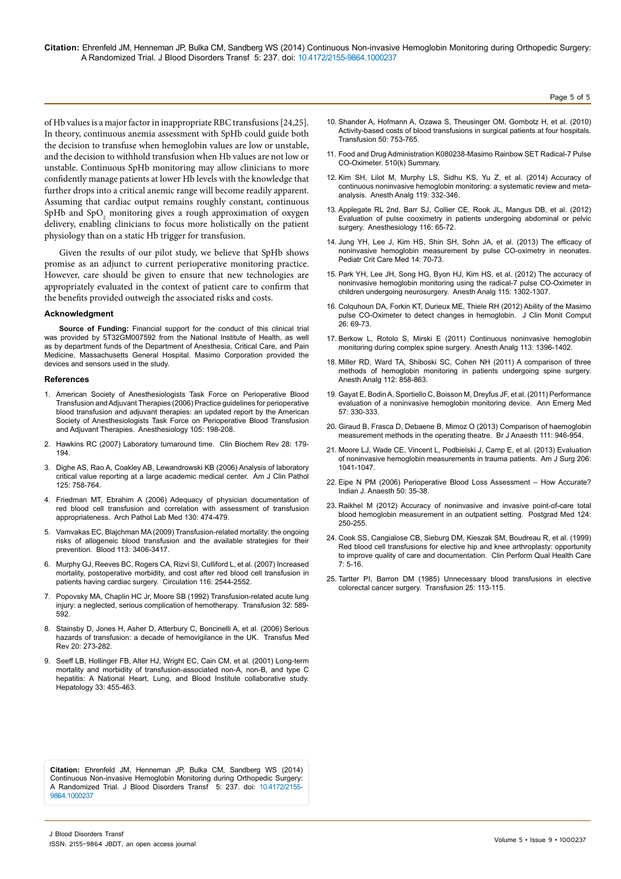of Hb values is a major factor in inappropriate RBC transfusions [24,25]. In theory, continuous anemia assessment with SpHb could guide both the decision to transfuse when hemoglobin values are low or unstable, and the decision to withhold transfusion when Hb values are not low or unstable. Continuous SpHb monitoring may allow clinicians to more confidently manage patients at lower Hb levels with the knowledge that further drops into a critical anemic range will become readily apparent. Assuming that cardiac output remains roughly constant, continuous SpHb and $SpO_2$ monitoring gives a rough approximation of oxygen delivery, enabling clinicians to focus more holistically on the patient physiology than on a static Hb trigger for transfusion.

Given the results of our pilot study, we believe that SpHb shows promise as an adjunct to current perioperative monitoring practice. However, care should be given to ensure that new technologies are appropriately evaluated in the context of patient care to confirm that the benefits provided outweigh the associated risks and costs.

## Acknowledgment

**Source of Funding:** Financial support for the conduct of this clinical trial was provided by 5T32GM007592 from the National Institute of Health, as well as by department funds of the Department of Anesthesia, Critical Care, and Pain Medicine, Massachusetts General Hospital. Masimo Corporation provided the devices and sensors used in the study.

## References

1. American Society of Anesthesiologists Task Force on Perioperative Blood Transfusion and Adjuvant Therapies (2006) Practice guidelines for perioperative blood transfusion and adjuvant therapies: an updated report by the American Society of Anesthesiologists Task Force on Perioperative Blood Transfusion and Adjuvant Therapies. Anesthesiology 105: 198-208.
2. Hawkins RC (2007) Laboratory turnaround time. Clin Biochem Rev 28: 179-194.
3. Dighe AS, Rao A, Coakley AB, Lewandrowski KB (2006) Analysis of laboratory critical value reporting at a large academic medical center. Am J Clin Pathol 125: 758-764.
4. Friedman MT, Ebrahim A (2006) Adequacy of physician documentation of red blood cell transfusion and correlation with assessment of transfusion appropriateness. Arch Pathol Lab Med 130: 474-479.
5. Vamvakas EC, Blajchman MA (2009) Transfusion-related mortality: the ongoing risks of allogeneic blood transfusion and the available strategies for their prevention. Blood 113: 3406-3417.
6. Murphy GJ, Reeves BC, Rogers CA, Rizvi SI, Culliford L, et al. (2007) Increased mortality, postoperative morbidity, and cost after red blood cell transfusion in patients having cardiac surgery. Circulation 116: 2544-2552.
7. Popovsky MA, Chaplin HC Jr, Moore SB (1992) Transfusion-related acute lung injury: a neglected, serious complication of hemotherapy. Transfusion 32: 589-592.
8. Stainsby D, Jones H, Asher D, Atterbury C, Boncinelli A, et al. (2006) Serious hazards of transfusion: a decade of hemovigilance in the UK. Transfus Med Rev 20: 273-282.
9. Seeff LB, Hollinger FB, Alter HJ, Wright EC, Cain CM, et al. (2001) Long-term mortality and morbidity of transfusion-associated non-A, non-B, and type C hepatitis: A National Heart, Lung, and Blood Institute collaborative study. Hepatology 33: 455-463.
10. Shander A, Hofmann A, Ozawa S, Theusinger OM, Gombotz H, et al. (2010) Activity-based costs of blood transfusions in surgical patients at four hospitals. Transfusion 50: 753-765.
11. Food and Drug Administration K080238-Masimo Rainbow SET Radical-7 Pulse CO-Oximeter. 510(k) Summary.
12. Kim SH, Lilot M, Murphy LS, Sidhu KS, Yu Z, et al. (2014) Accuracy of continuous noninvasive hemoglobin monitoring: a systematic review and meta-analysis. Anesth Analg 119: 332-346.
13. Applegate RL 2nd, Barr SJ, Collier CE, Rook JL, Mangus DB, et al. (2012) Evaluation of pulse cooximetry in patients undergoing abdominal or pelvic surgery. Anesthesiology 116: 65-72.
14. Jung YH, Lee J, Kim HS, Shin SH, Sohn JA, et al. (2013) The efficacy of noninvasive hemoglobin measurement by pulse CO-oximetry in neonates. Pediatr Crit Care Med 14: 70-73.
15. Park YH, Lee JH, Song HG, Byon HJ, Kim HS, et al. (2012) The accuracy of noninvasive hemoglobin monitoring using the radical-7 pulse CO-Oximeter in children undergoing neurosurgery. Anesth Analg 115: 1302-1307.
16. Colquhoun DA, Forkin KT, Durieux ME, Thiele RH (2012) Ability of the Masimo pulse CO-Oximeter to detect changes in hemoglobin. J Clin Monit Comput 26: 69-73.
17. Berkow L, Rotolo S, Mirski E (2011) Continuous noninvasive hemoglobin monitoring during complex spine surgery. Anesth Analg 113: 1396-1402.
18. Miller RD, Ward TA, Shiboski SC, Cohen NH (2011) A comparison of three methods of hemoglobin monitoring in patients undergoing spine surgery. Anesth Analg 112: 858-863.
19. Gayat E, Bodin A, Sportiello C, Boisson M, Dreyfus JF, et al. (2011) Performance evaluation of a noninvasive hemoglobin monitoring device. Ann Emerg Med 57: 330-333.
20. Giraud B, Frasca D, Debaene B, Mimoz O (2013) Comparison of haemoglobin measurement methods in the operating theatre. Br J Anaesth 111: 946-954.
21. Moore LJ, Wade CE, Vincent L, Podbielski J, Camp E, et al. (2013) Evaluation of noninvasive hemoglobin measurements in trauma patients. Am J Surg 206: 1041-1047.
22. Eipe N PM (2006) Perioperative Blood Loss Assessment – How Accurate? Indian J. Anaesth 50: 35-38.
23. Raikhel M (2012) Accuracy of noninvasive and invasive point-of-care total blood hemoglobin measurement in an outpatient setting. Postgrad Med 124: 250-255.
24. Cook SS, Cangialose CB, Sieburg DM, Kieszak SM, Boudreau R, et al. (1999) Red blood cell transfusions for elective hip and knee arthroplasty: opportunity to improve quality of care and documentation. Clin Perform Qual Health Care 7: 5-16.
25. Tartter PI, Barron DM (1985) Unnecessary blood transfusions in elective colorectal cancer surgery. Transfusion 25: 113-115.